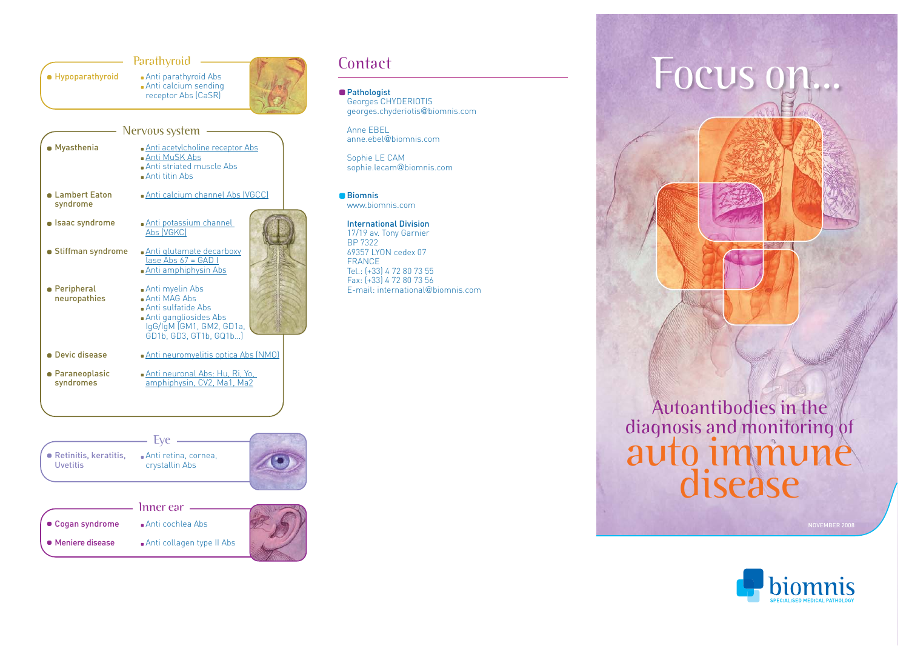## Parathyroid

| Disease | Antibodies |
|---|---|
| Hypoparathyroid | Anti parathyroid Abs<br>Anti calcium sending receptor Abs (CaSR) |

## Nervous system

| Disease | Antibodies |
|---|---|
| Myasthenia | Anti acetylcholine receptor Abs<br>Anti MuSK Abs<br>Anti striated muscle Abs<br>Anti titin Abs |
| Lambert Eaton syndrome | Anti calcium channel Abs (VGCC) |
| Isaac syndrome | Anti potassium channel Abs (VGKC) |
| Stiffman syndrome | Anti glutamate decarboxylase Abs 67 = GAD )<br>Anti amphiphysin Abs |
| Peripheral neuropathies | Anti myelin Abs<br>Anti MAG Abs<br>Anti sulfatide Abs<br>Anti gangliosides Abs IgG/IgM (GM1, GM2, GD1a, GD1b, GD3, GT1b, GQ1b...) |
| Devic disease | Anti neuromyelitis optica Abs (NMO) |
| Paraneoplasic syndromes | Anti neuronal Abs: Hu, Ri, Yo, amphiphysin, CV2, Ma1, Ma2 |

## Eye

| Disease | Antibodies |
|---|---|
| Retinitis, keratitis, Uvetitis | Anti retina, cornea, crystallin Abs |

## Inner ear

| Disease | Antibodies |
|---|---|
| Cogan syndrome | Anti cochlea Abs |
| Meniere disease | Anti collagen type II Abs |

## Contact

**Pathologist**
Georges CHYDERIOTIS
georges.chyderiotis@biomnis.com

Anne EBEL
anne.ebel@biomnis.com

Sophie LE CAM
sophie.lecam@biomnis.com

**Biomnis**
www.biomnis.com

**International Division**
17/19 av. Tony Garnier
BP 7322
69357 LYON cedex 07
FRANCE
Tel.: (+33) 4 72 80 73 55
Fax: (+33) 4 72 80 73 56
E-mail: international@biomnis.com

# Focus on...

## Autoantibodies in the diagnosis and monitoring of auto immune disease

NOVEMBER 2008

biomnis
SPECIALISED MEDICAL PATHOLOGY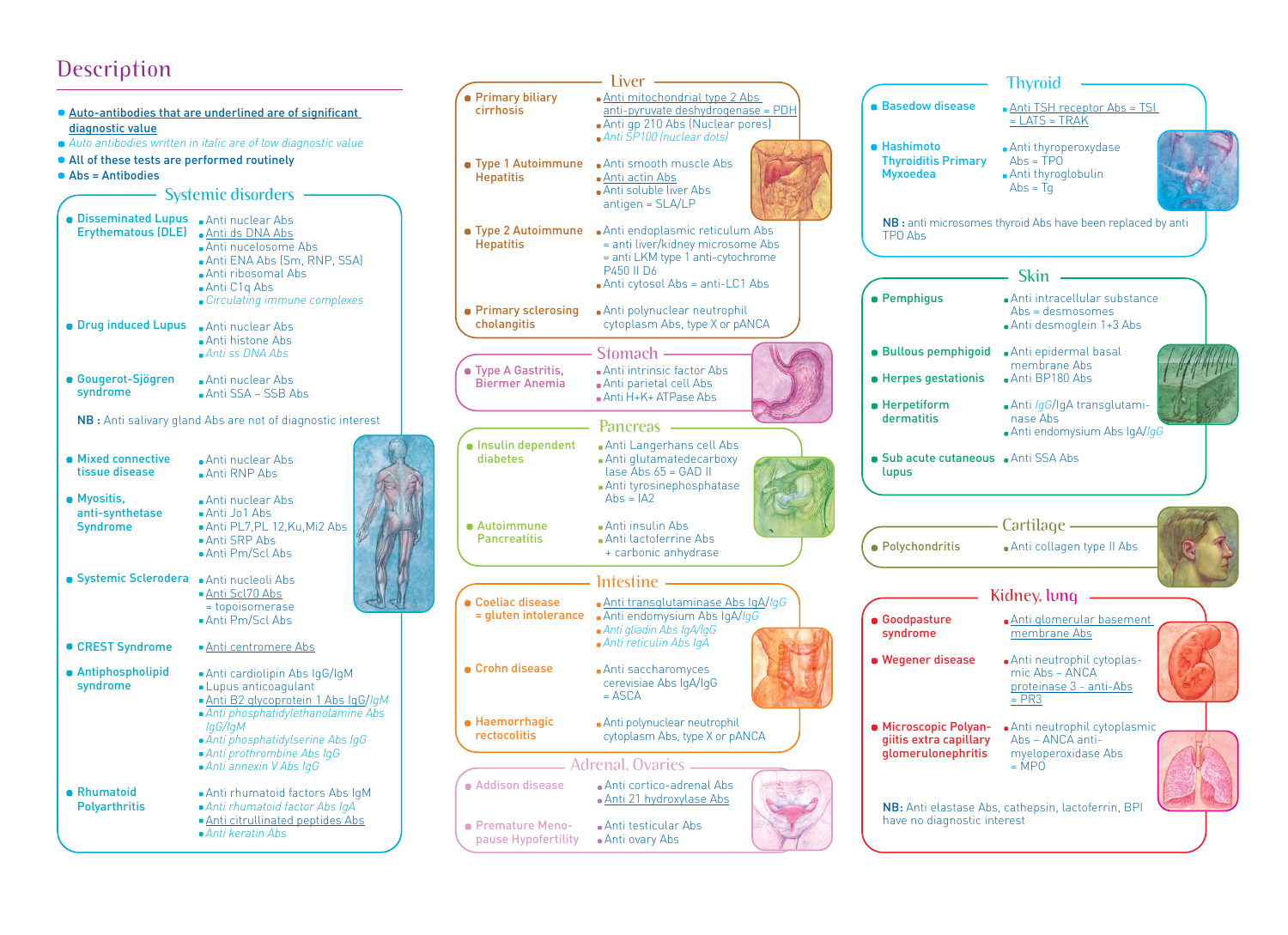# Description

- Auto-antibodies that are underlined are of significant diagnostic value
- *Auto antibodies written in italic are of low diagnostic value*
- All of these tests are performed routinely
- Abs = Antibodies

## Systemic disorders

- **Disseminated Lupus Erythematous (DLE)**
  - Anti nuclear Abs
  - Anti ds DNA Abs
  - Anti nucelosome Abs
  - Anti ENA Abs (Sm, RNP, SSA)
  - Anti ribosomal Abs
  - Anti C1q Abs
  - *Circulating immune complexes*
- **Drug induced Lupus**
  - Anti nuclear Abs
  - Anti histone Abs
  - *Anti ss DNA Abs*
- **Gougerot-Sjögren syndrome**
  - Anti nuclear Abs
  - Anti SSA – SSB Abs

**NB :** Anti salivary gland Abs are not of diagnostic interest

- **Mixed connective tissue disease**
  - Anti nuclear Abs
  - Anti RNP Abs
- **Myositis, anti-synthetase Syndrome**
  - Anti nuclear Abs
  - Anti Jo1 Abs
  - Anti PL7,PL 12,Ku,Mi2 Abs
  - Anti SRP Abs
  - Anti Pm/Scl Abs
- **Systemic Sclerodera**
  - Anti nucleoli Abs
  - Anti Scl70 Abs = topoisomerase
  - Anti Pm/Scl Abs
- **CREST Syndrome**
  - Anti centromere Abs
- **Antiphospholipid syndrome**
  - Anti cardiolipin Abs IgG/IgM
  - Lupus anticoagulant
  - Anti B2 glycoprotein 1 Abs IgG/*IgM*
  - *Anti phosphatidylethanolamine Abs IgG/IgM*
  - *Anti phosphatidylserine Abs IgG*
  - *Anti prothrombine Abs IgG*
  - *Anti annexin V Abs IgG*
- **Rhumatoid Polyarthritis**
  - Anti rhumatoid factors Abs IgM
  - *Anti rhumatoid factor Abs IgA*
  - Anti citrullinated peptides Abs
  - *Anti keratin Abs*

## Liver

- **Primary biliary cirrhosis**
  - Anti mitochondrial type 2 Abs anti-pyruvate deshydrogenase = PDH
  - Anti gp 210 Abs (Nuclear pores)
  - *Anti SP100 (nuclear dots)*
- **Type 1 Autoimmune Hepatitis**
  - Anti smooth muscle Abs
  - Anti actin Abs
  - Anti soluble liver Abs antigen = SLA/LP
- **Type 2 Autoimmune Hepatitis**
  - Anti endoplasmic reticulum Abs = anti liver/kidney microsome Abs = anti LKM type 1 anti-cytochrome P450 II D6
  - Anti cytosol Abs = anti-LC1 Abs
- **Primary sclerosing cholangitis**
  - Anti polynuclear neutrophil cytoplasm Abs, type X or pANCA

## Stomach

- **Type A Gastritis, Biermer Anemia**
  - Anti intrinsic factor Abs
  - Anti parietal cell Abs
  - Anti H+K+ ATPase Abs

## Pancreas

- **Insulin dependent diabetes**
  - Anti Langerhans cell Abs
  - Anti glutamatedecarboxy lase Abs 65 = GAD II
  - Anti tyrosinephosphatase Abs = IA2
- **Autoimmune Pancreatitis**
  - Anti insulin Abs
  - Anti lactoferrine Abs + carbonic anhydrase

## Intestine

- **Coeliac disease = gluten intolerance**
  - Anti transglutaminase Abs IgA/*IgG*
  - Anti endomysium Abs IgA/*IgG*
  - *Anti gliadin Abs IgA/IgG*
  - *Anti reticulin Abs IgA*
- **Crohn disease**
  - Anti saccharomyces cerevisiae Abs IgA/IgG = ASCA
- **Haemorrhagic rectocolitis**
  - Anti polynuclear neutrophil cytoplasm Abs, type X or pANCA

## Adrenal, Ovaries

- **Addison disease**
  - Anti cortico-adrenal Abs
  - Anti 21 hydroxylase Abs
- **Premature Menopause Hypofertility**
  - Anti testicular Abs
  - Anti ovary Abs

## Thyroid

- **Basedow disease**
  - Anti TSH receptor Abs = TSI = LATS = TRAK
- **Hashimoto Thyroiditis Primary Myxoedea**
  - Anti thyroperoxydase Abs = TPO
  - Anti thyroglobulin Abs = Tg

**NB :** anti microsomes thyroid Abs have been replaced by anti TPO Abs

## Skin

- **Pemphigus**
  - Anti intracellular substance Abs = desmosomes
  - Anti desmoglein 1+3 Abs
- **Bullous pemphigoid**
  - Anti epidermal basal membrane Abs
- **Herpes gestationis**
  - Anti BP180 Abs
- **Herpetiform dermatitis**
  - Anti *IgG*/IgA transglutaminase Abs
  - Anti endomysium Abs IgA/*IgG*
- **Sub acute cutaneous lupus**
  - Anti SSA Abs

## Cartilage

- **Polychondritis**
  - Anti collagen type II Abs

## Kidney, lung

- **Goodpasture syndrome**
  - Anti glomerular basement membrane Abs
- **Wegener disease**
  - Anti neutrophil cytoplasmic Abs – ANCA proteinase 3 - anti-Abs = PR3
- **Microscopic Polyangiitis extra capillary glomerulonephritis**
  - Anti neutrophil cytoplasmic Abs – ANCA anti-myeloperoxidase Abs = MPO

**NB:** Anti elastase Abs, cathepsin, lactoferrin, BPI have no diagnostic interest